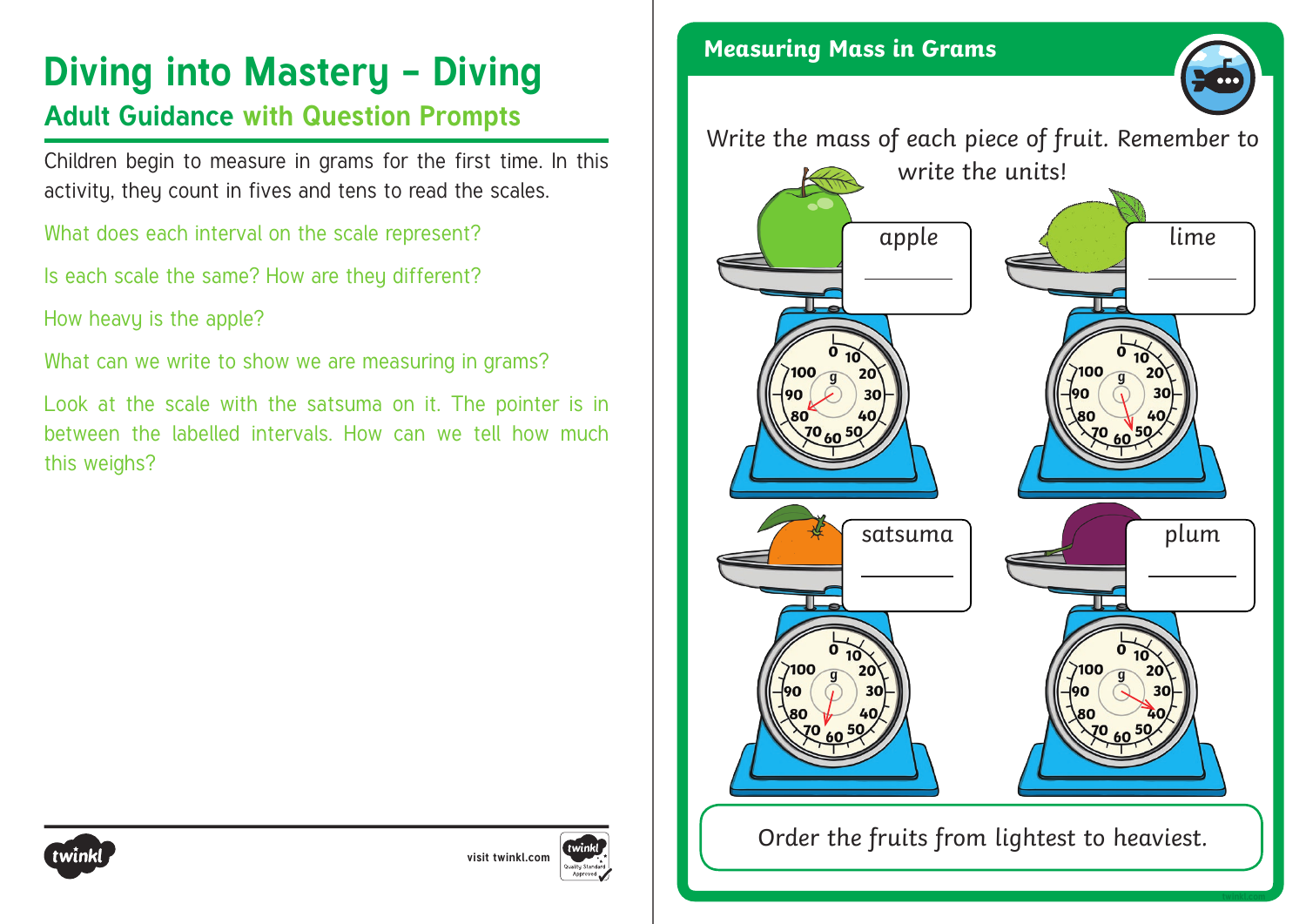# Diving into Mastery – Diving

## Adult Guidance with Question Prompts

Children begin to measure in grams for the first time. In this activity, they count in fives and tens to read the scales.

What does each interval on the scale represent?

Is each scale the same? How are they different?

How heavy is the apple?

What can we write to show we are measuring in grams?

Look at the scale with the satsuma on it. The pointer is in between the labelled intervals. How can we tell how much this weighs?

## Measuring Mass in Grams

Write the mass of each piece of fruit. Remember to write the units!

apple ________

lime ________

satsuma ________

plum ________

Order the fruits from lightest to heaviest.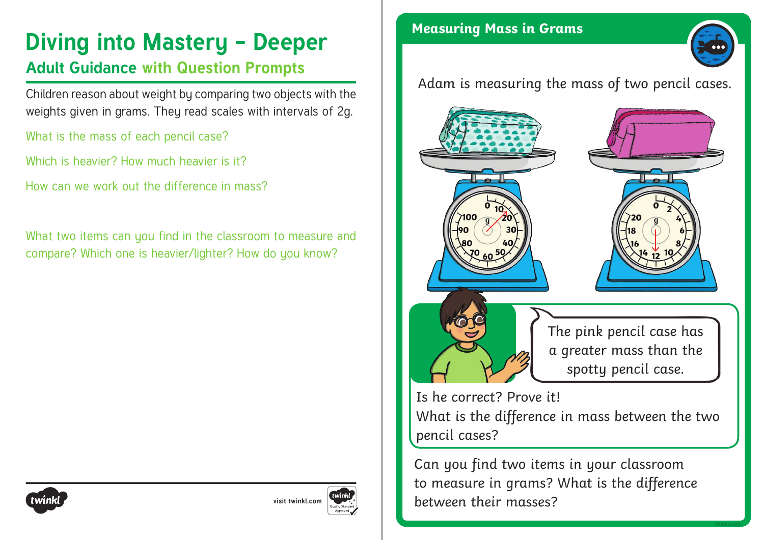# Diving into Mastery – Deeper

## Adult Guidance with Question Prompts

Children reason about weight by comparing two objects with the weights given in grams. They read scales with intervals of 2g.

What is the mass of each pencil case?

Which is heavier? How much heavier is it?

How can we work out the difference in mass?

What two items can you find in the classroom to measure and compare? Which one is heavier/lighter? How do you know?

## Measuring Mass in Grams

Adam is measuring the mass of two pencil cases.

The pink pencil case has a greater mass than the spotty pencil case.

Is he correct? Prove it!

What is the difference in mass between the two pencil cases?

Can you find two items in your classroom to measure in grams? What is the difference between their masses?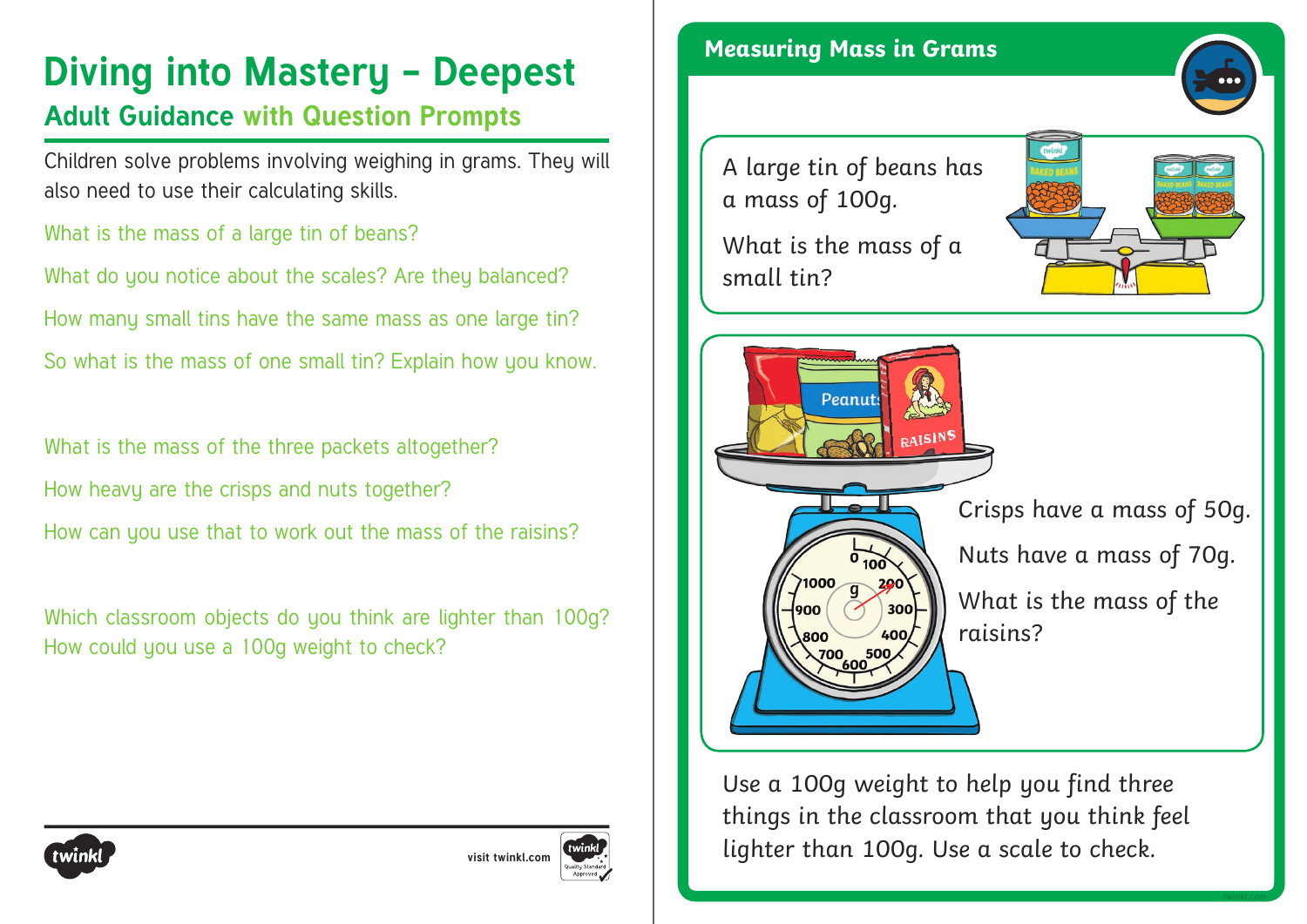# Diving into Mastery – Deepest

## Adult Guidance with Question Prompts

Children solve problems involving weighing in grams. They will also need to use their calculating skills.

What is the mass of a large tin of beans?

What do you notice about the scales? Are they balanced?

How many small tins have the same mass as one large tin?

So what is the mass of one small tin? Explain how you know.

What is the mass of the three packets altogether?

How heavy are the crisps and nuts together?

How can you use that to work out the mass of the raisins?

Which classroom objects do you think are lighter than 100g? How could you use a 100g weight to check?

## Measuring Mass in Grams

A large tin of beans has a mass of 100g.

What is the mass of a small tin?

Crisps have a mass of 50g.

Nuts have a mass of 70g.

What is the mass of the raisins?

Use a 100g weight to help you find three things in the classroom that you think feel lighter than 100g. Use a scale to check.